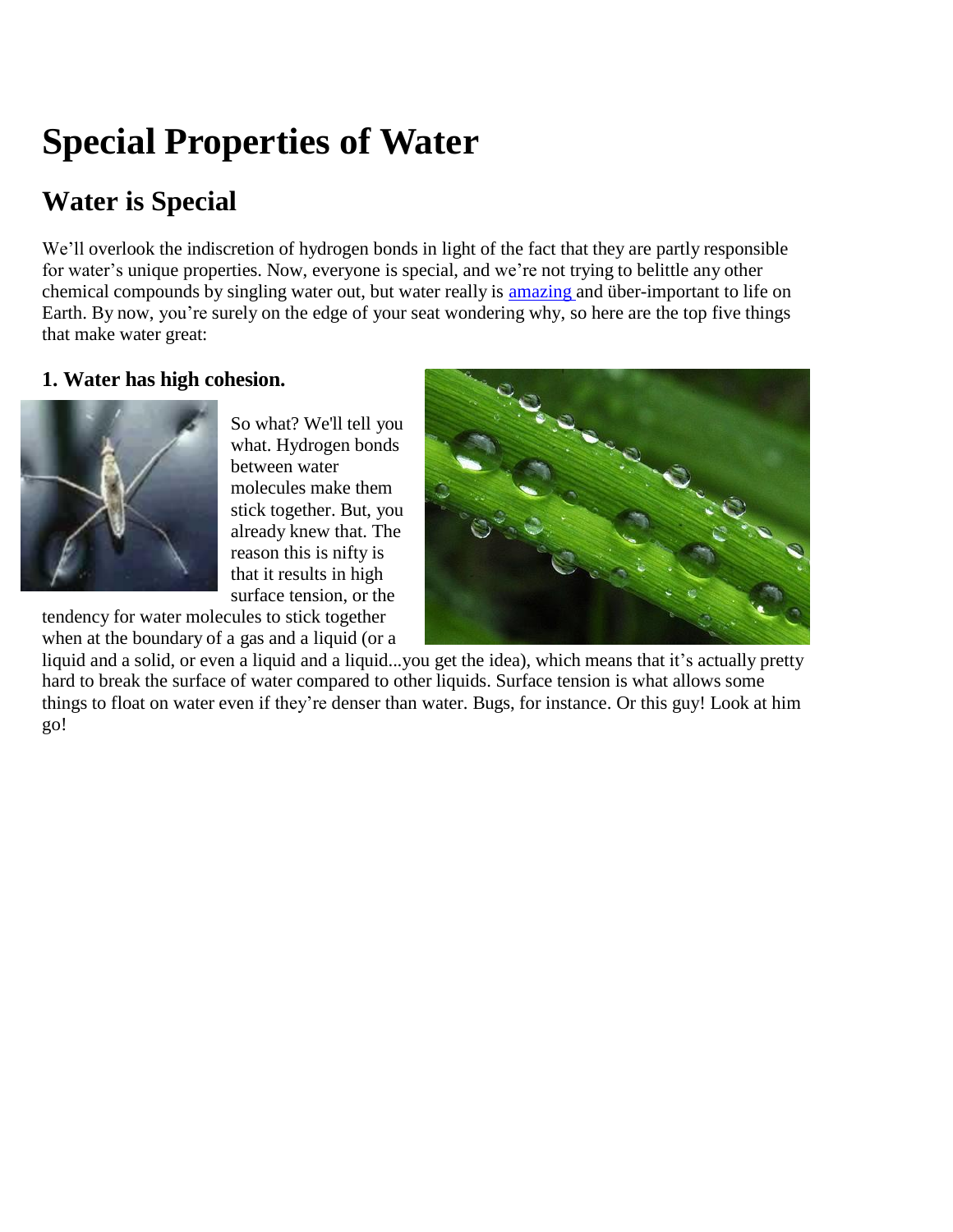# Special Properties of Water

## Water is Special

We'll overlook the indiscretion of hydrogen bonds in light of the fact that they are partly responsible for water's unique properties. Now, everyone is special, and we're not trying to belittle any other chemical compounds by singling water out, but water really is amazing and über-important to life on Earth. By now, you're surely on the edge of your seat wondering why, so here are the top five things that make water great:

### 1. Water has high cohesion.

So what? We'll tell you what. Hydrogen bonds between water molecules make them stick together. But, you already knew that. The reason this is nifty is that it results in high surface tension, or the tendency for water molecules to stick together when at the boundary of a gas and a liquid (or a liquid and a solid, or even a liquid and a liquid...you get the idea), which means that it's actually pretty hard to break the surface of water compared to other liquids. Surface tension is what allows some things to float on water even if they're denser than water. Bugs, for instance. Or this guy! Look at him go!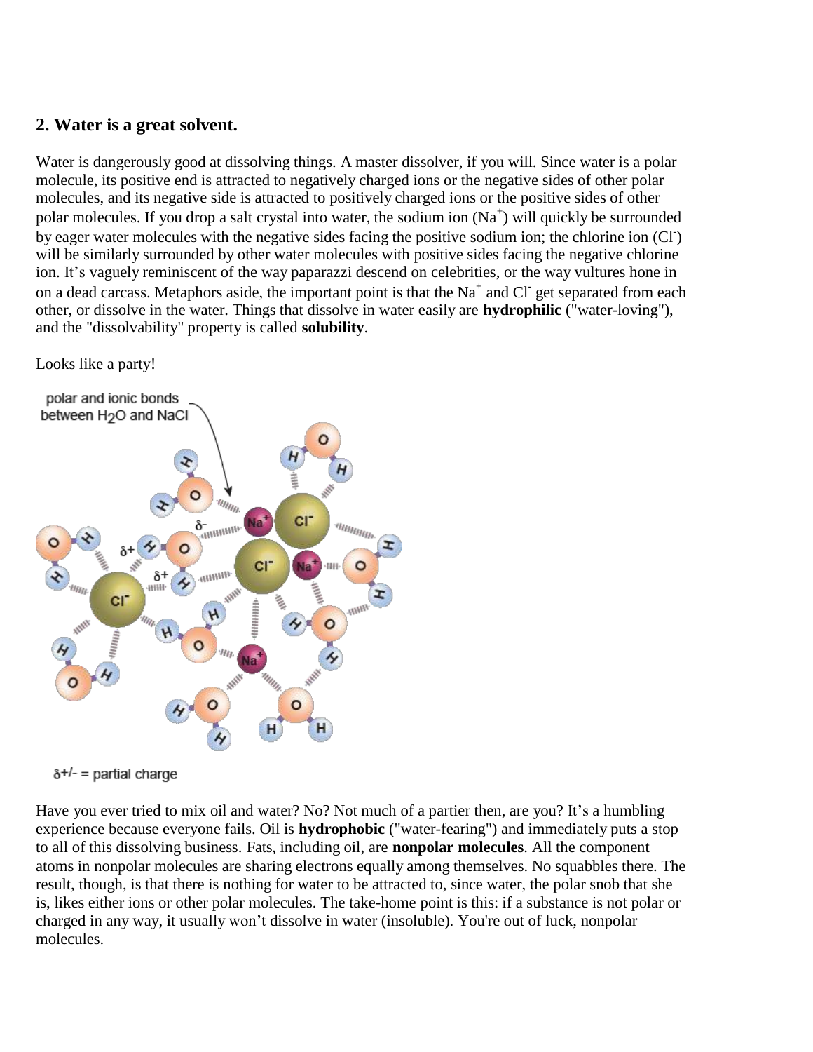## 2. Water is a great solvent.

Water is dangerously good at dissolving things. A master dissolver, if you will. Since water is a polar molecule, its positive end is attracted to negatively charged ions or the negative sides of other polar molecules, and its negative side is attracted to positively charged ions or the positive sides of other polar molecules. If you drop a salt crystal into water, the sodium ion ($Na^+$) will quickly be surrounded by eager water molecules with the negative sides facing the positive sodium ion; the chlorine ion ($Cl^-$) will be similarly surrounded by other water molecules with positive sides facing the negative chlorine ion. It's vaguely reminiscent of the way paparazzi descend on celebrities, or the way vultures hone in on a dead carcass. Metaphors aside, the important point is that the $Na^+$ and $Cl^-$ get separated from each other, or dissolve in the water. Things that dissolve in water easily are **hydrophilic** ("water-loving"), and the "dissolvability" property is called **solubility**.

Looks like a party!

Have you ever tried to mix oil and water? No? Not much of a partier then, are you? It's a humbling experience because everyone fails. Oil is **hydrophobic** ("water-fearing") and immediately puts a stop to all of this dissolving business. Fats, including oil, are **nonpolar molecules**. All the component atoms in nonpolar molecules are sharing electrons equally among themselves. No squabbles there. The result, though, is that there is nothing for water to be attracted to, since water, the polar snob that she is, likes either ions or other polar molecules. The take-home point is this: if a substance is not polar or charged in any way, it usually won't dissolve in water (insoluble). You're out of luck, nonpolar molecules.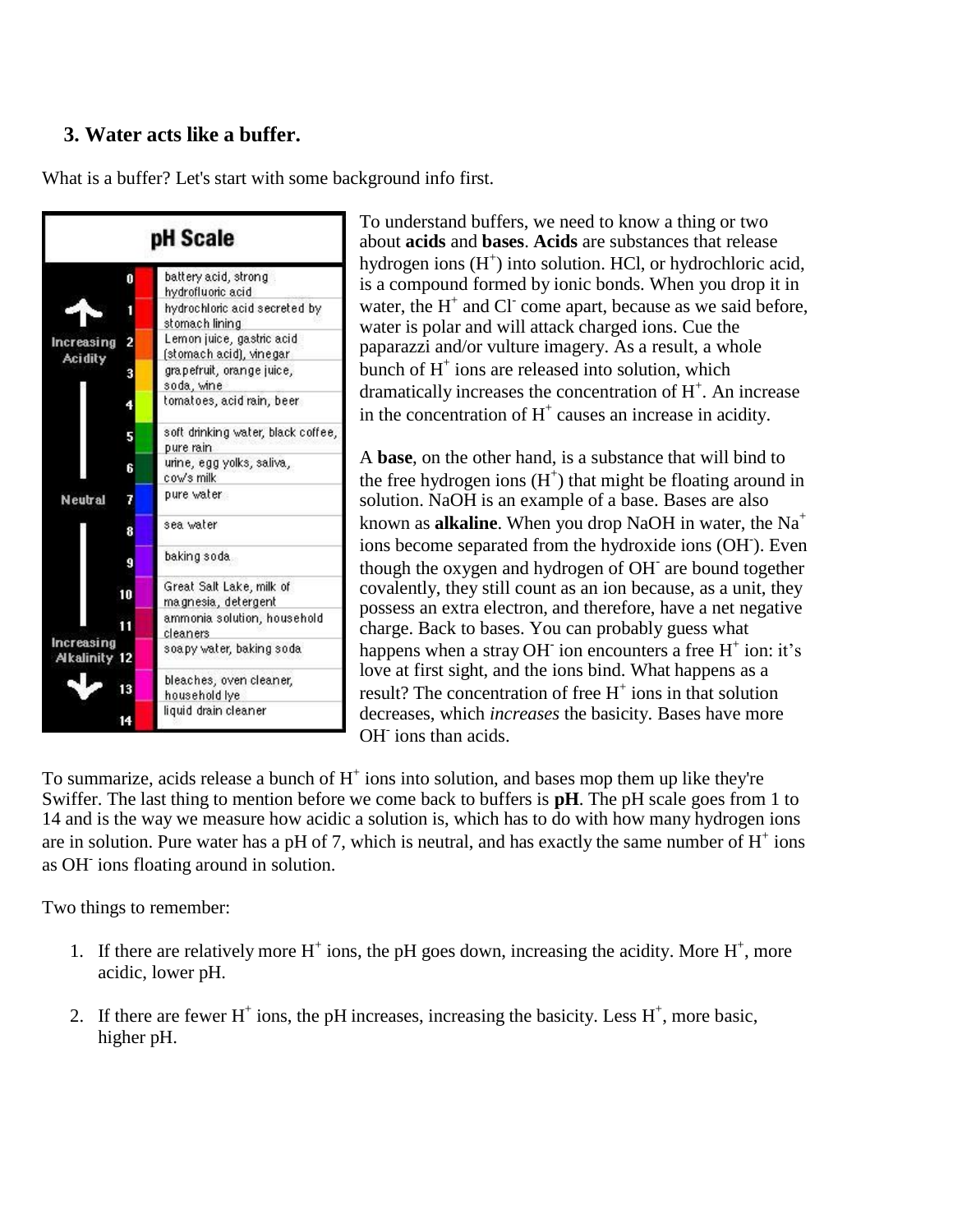### 3. Water acts like a buffer.

What is a buffer? Let's start with some background info first.

**pH Scale**

| | pH | Examples |
|---|---|---|
| | 0 | battery acid, strong hydrofluoric acid |
| | 1 | hydrochloric acid secreted by stomach lining |
| Increasing Acidity | 2 | Lemon juice, gastric acid (stomach acid), vinegar |
| | 3 | grapefruit, orange juice, soda, wine |
| | 4 | tomatoes, acid rain, beer |
| | 5 | soft drinking water, black coffee, pure rain |
| | 6 | urine, egg yolks, saliva, cow's milk |
| Neutral | 7 | pure water |
| | 8 | sea water |
| | 9 | baking soda |
| | 10 | Great Salt Lake, milk of magnesia, detergent |
| | 11 | ammonia solution, household cleaners |
| Increasing Alkalinity | 12 | soapy water, baking soda |
| | 13 | bleaches, oven cleaner, household lye |
| | 14 | liquid drain cleaner |

To understand buffers, we need to know a thing or two about **acids** and **bases**. **Acids** are substances that release hydrogen ions ($H^+$) into solution. HCl, or hydrochloric acid, is a compound formed by ionic bonds. When you drop it in water, the $H^+$ and $Cl^-$ come apart, because as we said before, water is polar and will attack charged ions. Cue the paparazzi and/or vulture imagery. As a result, a whole bunch of $H^+$ ions are released into solution, which dramatically increases the concentration of $H^+$. An increase in the concentration of $H^+$ causes an increase in acidity.

A **base**, on the other hand, is a substance that will bind to the free hydrogen ions ($H^+$) that might be floating around in solution. NaOH is an example of a base. Bases are also known as **alkaline**. When you drop NaOH in water, the $Na^+$ ions become separated from the hydroxide ions ($OH^-$). Even though the oxygen and hydrogen of $OH^-$ are bound together covalently, they still count as an ion because, as a unit, they possess an extra electron, and therefore, have a net negative charge. Back to bases. You can probably guess what happens when a stray $OH^-$ ion encounters a free $H^+$ ion: it's love at first sight, and the ions bind. What happens as a result? The concentration of free $H^+$ ions in that solution decreases, which *increases* the basicity. Bases have more $OH^-$ ions than acids.

To summarize, acids release a bunch of $H^+$ ions into solution, and bases mop them up like they're Swiffer. The last thing to mention before we come back to buffers is **pH**. The pH scale goes from 1 to 14 and is the way we measure how acidic a solution is, which has to do with how many hydrogen ions are in solution. Pure water has a pH of 7, which is neutral, and has exactly the same number of $H^+$ ions as $OH^-$ ions floating around in solution.

Two things to remember:

1. If there are relatively more $H^+$ ions, the pH goes down, increasing the acidity. More $H^+$, more acidic, lower pH.

2. If there are fewer $H^+$ ions, the pH increases, increasing the basicity. Less $H^+$, more basic, higher pH.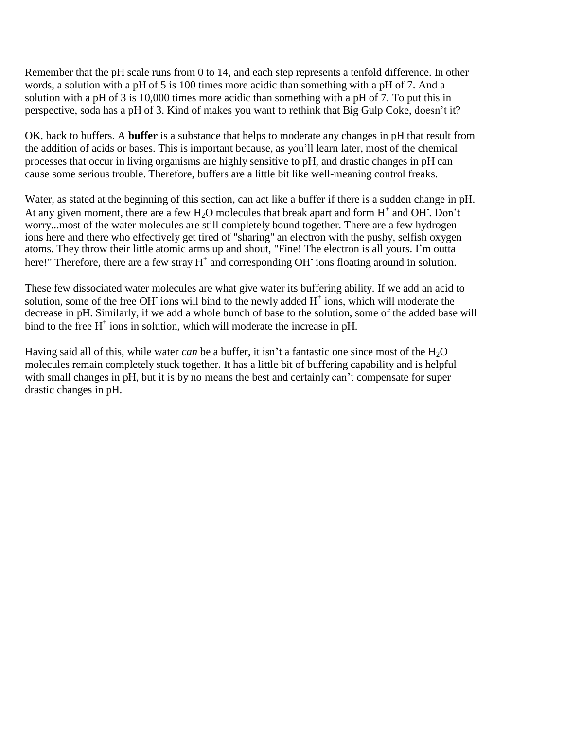Remember that the pH scale runs from 0 to 14, and each step represents a tenfold difference. In other words, a solution with a pH of 5 is 100 times more acidic than something with a pH of 7. And a solution with a pH of 3 is 10,000 times more acidic than something with a pH of 7. To put this in perspective, soda has a pH of 3. Kind of makes you want to rethink that Big Gulp Coke, doesn't it?

OK, back to buffers. A **buffer** is a substance that helps to moderate any changes in pH that result from the addition of acids or bases. This is important because, as you'll learn later, most of the chemical processes that occur in living organisms are highly sensitive to pH, and drastic changes in pH can cause some serious trouble. Therefore, buffers are a little bit like well-meaning control freaks.

Water, as stated at the beginning of this section, can act like a buffer if there is a sudden change in pH. At any given moment, there are a few $H_2O$ molecules that break apart and form $H^+$ and $OH^-$. Don't worry...most of the water molecules are still completely bound together. There are a few hydrogen ions here and there who effectively get tired of "sharing" an electron with the pushy, selfish oxygen atoms. They throw their little atomic arms up and shout, "Fine! The electron is all yours. I'm outta here!" Therefore, there are a few stray $H^+$ and corresponding $OH^-$ ions floating around in solution.

These few dissociated water molecules are what give water its buffering ability. If we add an acid to solution, some of the free $OH^-$ ions will bind to the newly added $H^+$ ions, which will moderate the decrease in pH. Similarly, if we add a whole bunch of base to the solution, some of the added base will bind to the free $H^+$ ions in solution, which will moderate the increase in pH.

Having said all of this, while water *can* be a buffer, it isn't a fantastic one since most of the $H_2O$ molecules remain completely stuck together. It has a little bit of buffering capability and is helpful with small changes in pH, but it is by no means the best and certainly can't compensate for super drastic changes in pH.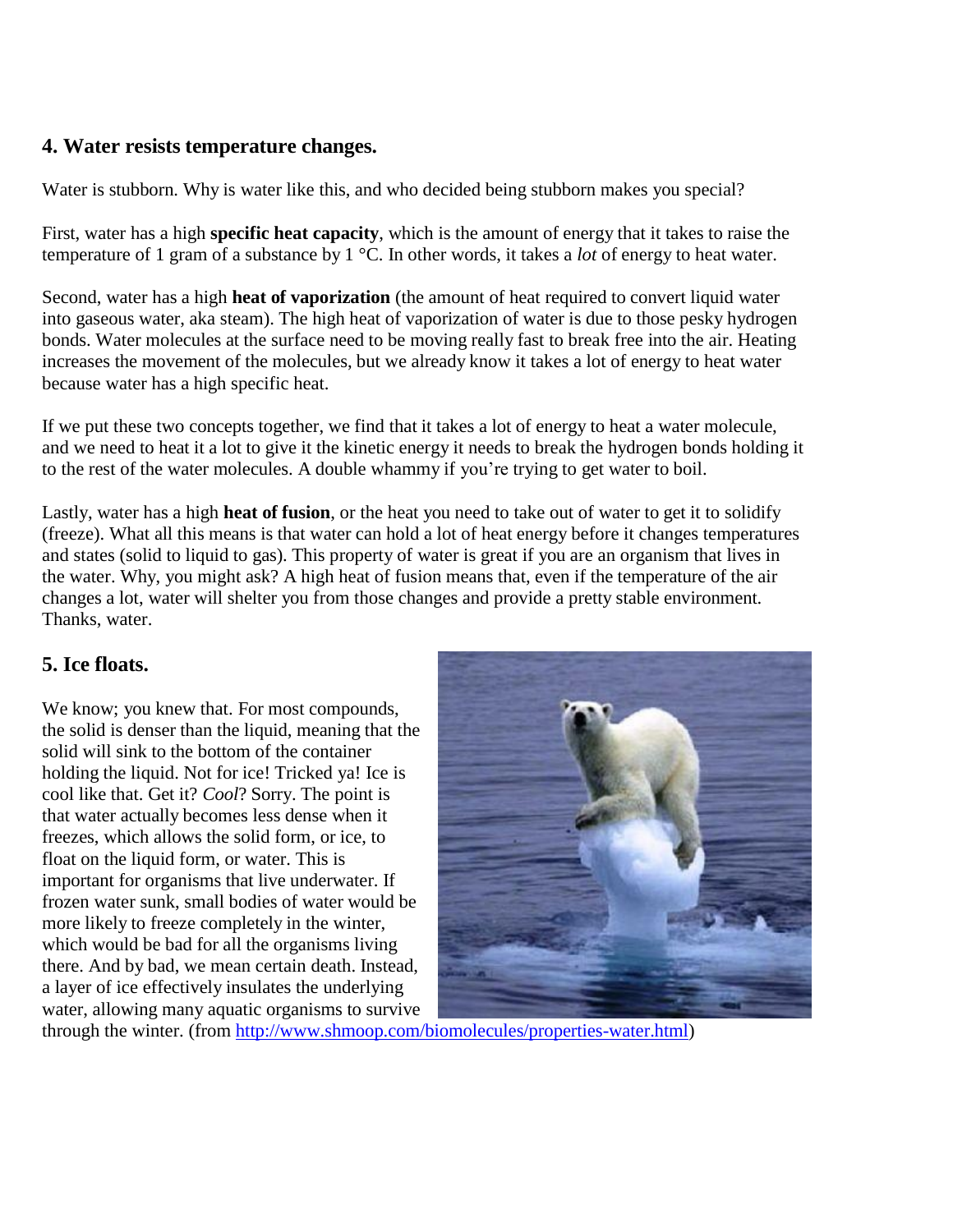## 4. Water resists temperature changes.

Water is stubborn. Why is water like this, and who decided being stubborn makes you special?

First, water has a high **specific heat capacity**, which is the amount of energy that it takes to raise the temperature of 1 gram of a substance by 1 °C. In other words, it takes a *lot* of energy to heat water.

Second, water has a high **heat of vaporization** (the amount of heat required to convert liquid water into gaseous water, aka steam). The high heat of vaporization of water is due to those pesky hydrogen bonds. Water molecules at the surface need to be moving really fast to break free into the air. Heating increases the movement of the molecules, but we already know it takes a lot of energy to heat water because water has a high specific heat.

If we put these two concepts together, we find that it takes a lot of energy to heat a water molecule, and we need to heat it a lot to give it the kinetic energy it needs to break the hydrogen bonds holding it to the rest of the water molecules. A double whammy if you're trying to get water to boil.

Lastly, water has a high **heat of fusion**, or the heat you need to take out of water to get it to solidify (freeze). What all this means is that water can hold a lot of heat energy before it changes temperatures and states (solid to liquid to gas). This property of water is great if you are an organism that lives in the water. Why, you might ask? A high heat of fusion means that, even if the temperature of the air changes a lot, water will shelter you from those changes and provide a pretty stable environment. Thanks, water.

## 5. Ice floats.

We know; you knew that. For most compounds, the solid is denser than the liquid, meaning that the solid will sink to the bottom of the container holding the liquid. Not for ice! Tricked ya! Ice is cool like that. Get it? *Cool*? Sorry. The point is that water actually becomes less dense when it freezes, which allows the solid form, or ice, to float on the liquid form, or water. This is important for organisms that live underwater. If frozen water sunk, small bodies of water would be more likely to freeze completely in the winter, which would be bad for all the organisms living there. And by bad, we mean certain death. Instead, a layer of ice effectively insulates the underlying water, allowing many aquatic organisms to survive through the winter. (from http://www.shmoop.com/biomolecules/properties-water.html)